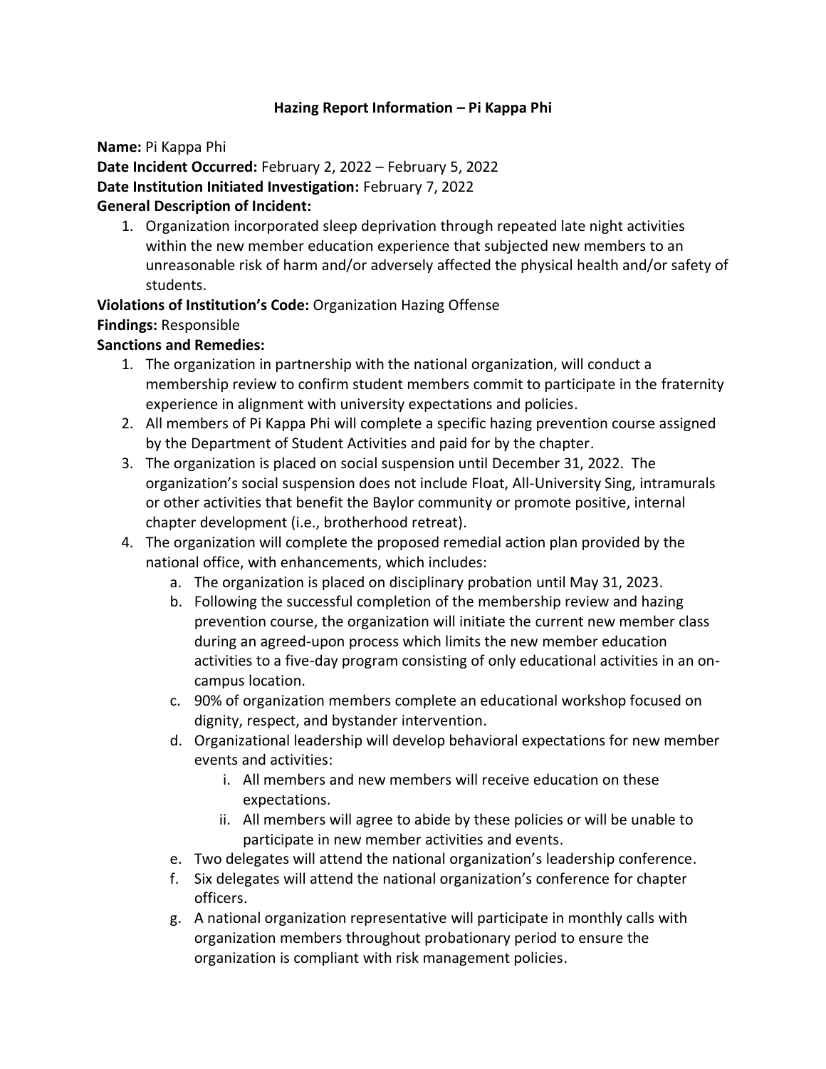# Hazing Report Information – Pi Kappa Phi

**Name:** Pi Kappa Phi
**Date Incident Occurred:** February 2, 2022 – February 5, 2022
**Date Institution Initiated Investigation:** February 7, 2022
**General Description of Incident:**

1. Organization incorporated sleep deprivation through repeated late night activities within the new member education experience that subjected new members to an unreasonable risk of harm and/or adversely affected the physical health and/or safety of students.

**Violations of Institution's Code:** Organization Hazing Offense
**Findings:** Responsible
**Sanctions and Remedies:**

1. The organization in partnership with the national organization, will conduct a membership review to confirm student members commit to participate in the fraternity experience in alignment with university expectations and policies.
2. All members of Pi Kappa Phi will complete a specific hazing prevention course assigned by the Department of Student Activities and paid for by the chapter.
3. The organization is placed on social suspension until December 31, 2022. The organization's social suspension does not include Float, All-University Sing, intramurals or other activities that benefit the Baylor community or promote positive, internal chapter development (i.e., brotherhood retreat).
4. The organization will complete the proposed remedial action plan provided by the national office, with enhancements, which includes:
   a. The organization is placed on disciplinary probation until May 31, 2023.
   b. Following the successful completion of the membership review and hazing prevention course, the organization will initiate the current new member class during an agreed-upon process which limits the new member education activities to a five-day program consisting of only educational activities in an on-campus location.
   c. 90% of organization members complete an educational workshop focused on dignity, respect, and bystander intervention.
   d. Organizational leadership will develop behavioral expectations for new member events and activities:
      i. All members and new members will receive education on these expectations.
      ii. All members will agree to abide by these policies or will be unable to participate in new member activities and events.
   e. Two delegates will attend the national organization's leadership conference.
   f. Six delegates will attend the national organization's conference for chapter officers.
   g. A national organization representative will participate in monthly calls with organization members throughout probationary period to ensure the organization is compliant with risk management policies.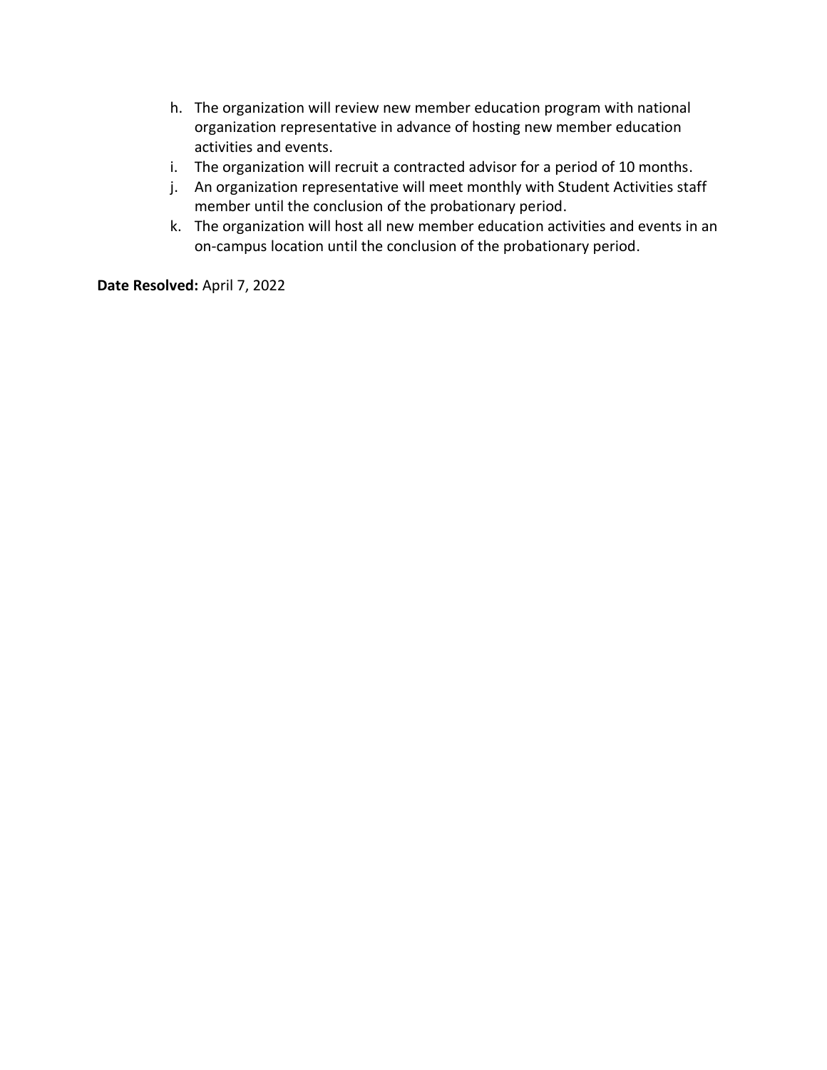h. The organization will review new member education program with national organization representative in advance of hosting new member education activities and events.
i. The organization will recruit a contracted advisor for a period of 10 months.
j. An organization representative will meet monthly with Student Activities staff member until the conclusion of the probationary period.
k. The organization will host all new member education activities and events in an on-campus location until the conclusion of the probationary period.

**Date Resolved:** April 7, 2022